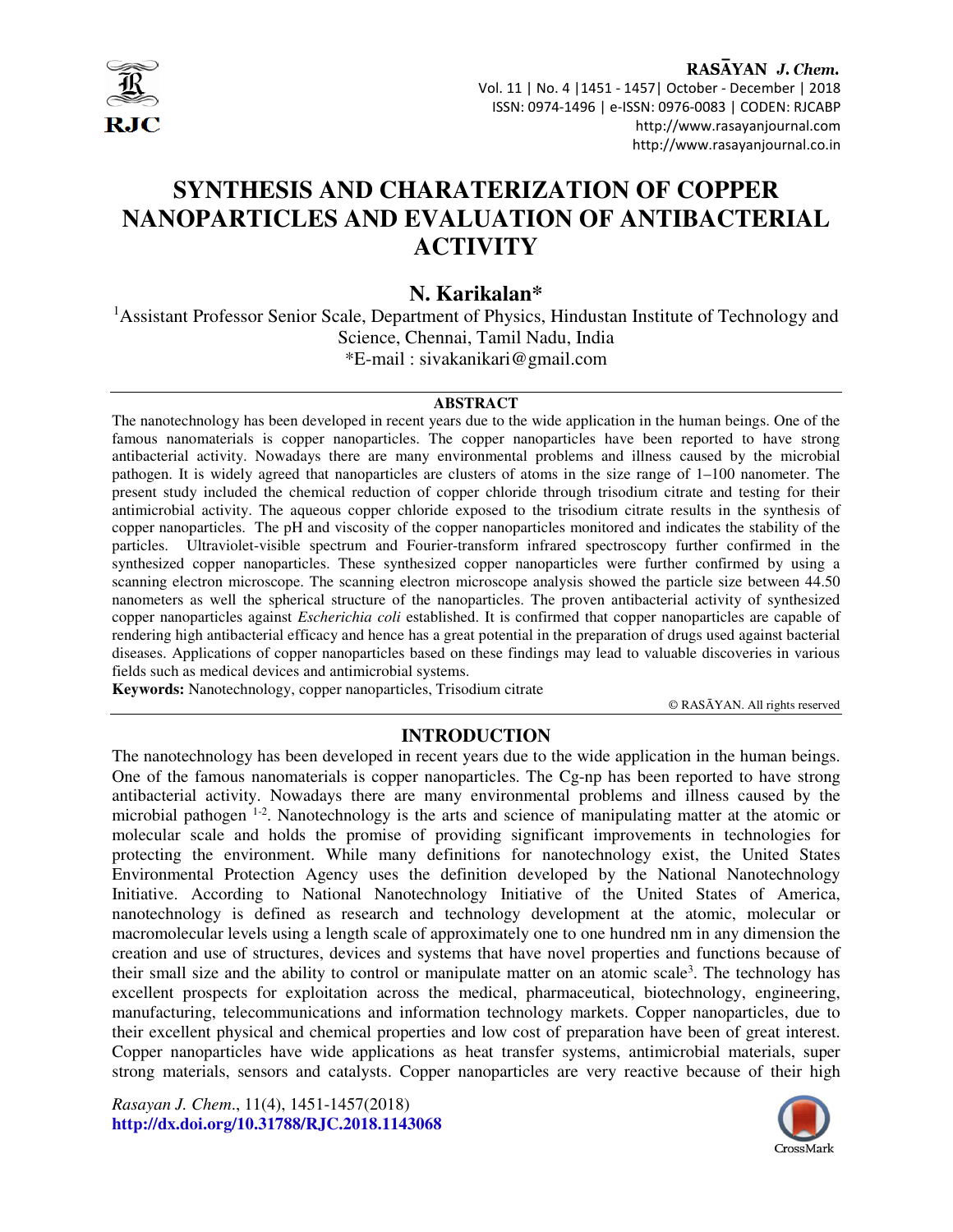# SYNTHESIS AND CHARATERIZATION OF COPPER NANOPARTICLES AND EVALUATION OF ANTIBACTERIAL ACTIVITY

**N. Karikalan***

[1]Assistant Professor Senior Scale, Department of Physics, Hindustan Institute of Technology and Science, Chennai, Tamil Nadu, India

*E-mail : sivakanikari@gmail.com

## ABSTRACT

The nanotechnology has been developed in recent years due to the wide application in the human beings. One of the famous nanomaterials is copper nanoparticles. The copper nanoparticles have been reported to have strong antibacterial activity. Nowadays there are many environmental problems and illness caused by the microbial pathogen. It is widely agreed that nanoparticles are clusters of atoms in the size range of 1–100 nanometer. The present study included the chemical reduction of copper chloride through trisodium citrate and testing for their antimicrobial activity. The aqueous copper chloride exposed to the trisodium citrate results in the synthesis of copper nanoparticles. The pH and viscosity of the copper nanoparticles monitored and indicates the stability of the particles. Ultraviolet-visible spectrum and Fourier-transform infrared spectroscopy further confirmed in the synthesized copper nanoparticles. These synthesized copper nanoparticles were further confirmed by using a scanning electron microscope. The scanning electron microscope analysis showed the particle size between 44.50 nanometers as well the spherical structure of the nanoparticles. The proven antibacterial activity of synthesized copper nanoparticles against *Escherichia coli* established. It is confirmed that copper nanoparticles are capable of rendering high antibacterial efficacy and hence has a great potential in the preparation of drugs used against bacterial diseases. Applications of copper nanoparticles based on these findings may lead to valuable discoveries in various fields such as medical devices and antimicrobial systems.

**Keywords:** Nanotechnology, copper nanoparticles, Trisodium citrate

© RASĀYAN. All rights reserved

## INTRODUCTION

The nanotechnology has been developed in recent years due to the wide application in the human beings. One of the famous nanomaterials is copper nanoparticles. The Cg-np has been reported to have strong antibacterial activity. Nowadays there are many environmental problems and illness caused by the microbial pathogen [1-2]. Nanotechnology is the arts and science of manipulating matter at the atomic or molecular scale and holds the promise of providing significant improvements in technologies for protecting the environment. While many definitions for nanotechnology exist, the United States Environmental Protection Agency uses the definition developed by the National Nanotechnology Initiative. According to National Nanotechnology Initiative of the United States of America, nanotechnology is defined as research and technology development at the atomic, molecular or macromolecular levels using a length scale of approximately one to one hundred nm in any dimension the creation and use of structures, devices and systems that have novel properties and functions because of their small size and the ability to control or manipulate matter on an atomic scale[3]. The technology has excellent prospects for exploitation across the medical, pharmaceutical, biotechnology, engineering, manufacturing, telecommunications and information technology markets. Copper nanoparticles, due to their excellent physical and chemical properties and low cost of preparation have been of great interest. Copper nanoparticles have wide applications as heat transfer systems, antimicrobial materials, super strong materials, sensors and catalysts. Copper nanoparticles are very reactive because of their high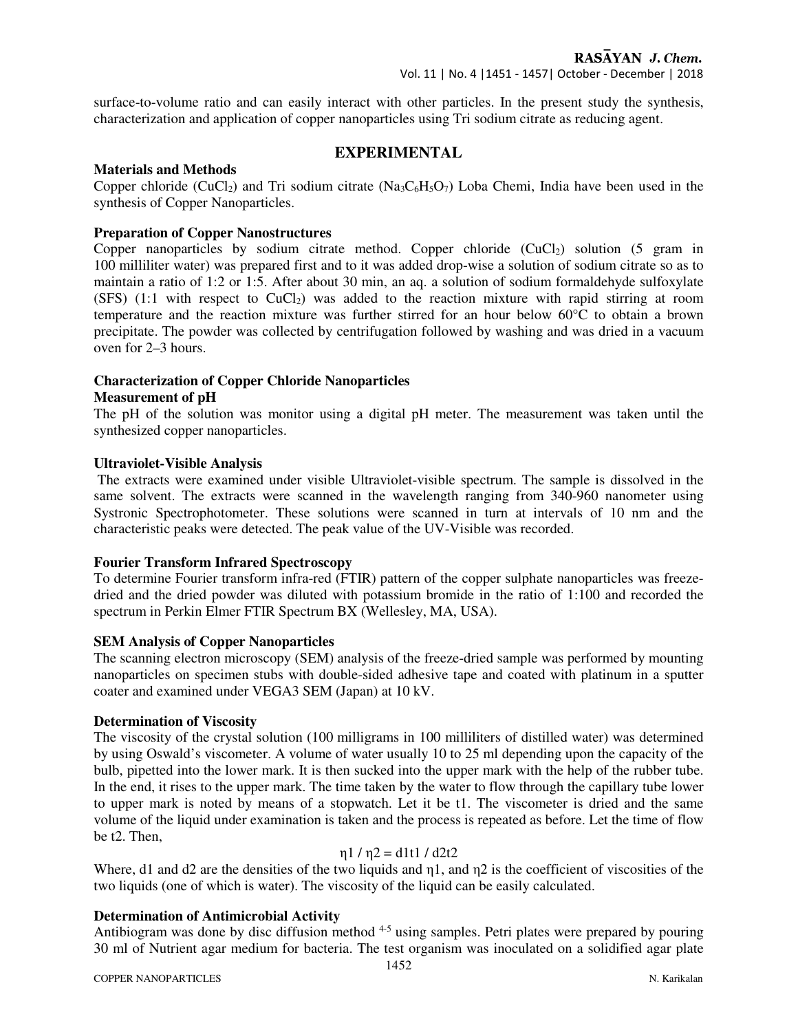surface-to-volume ratio and can easily interact with other particles. In the present study the synthesis, characterization and application of copper nanoparticles using Tri sodium citrate as reducing agent.

## EXPERIMENTAL

### Materials and Methods

Copper chloride ($CuCl_2$) and Tri sodium citrate ($Na_3C_6H_5O_7$) Loba Chemi, India have been used in the synthesis of Copper Nanoparticles.

### Preparation of Copper Nanostructures

Copper nanoparticles by sodium citrate method. Copper chloride ($CuCl_2$) solution (5 gram in 100 milliliter water) was prepared first and to it was added drop-wise a solution of sodium citrate so as to maintain a ratio of 1:2 or 1:5. After about 30 min, an aq. a solution of sodium formaldehyde sulfoxylate (SFS) (1:1 with respect to $CuCl_2$) was added to the reaction mixture with rapid stirring at room temperature and the reaction mixture was further stirred for an hour below 60°C to obtain a brown precipitate. The powder was collected by centrifugation followed by washing and was dried in a vacuum oven for 2–3 hours.

### Characterization of Copper Chloride Nanoparticles

### Measurement of pH

The pH of the solution was monitor using a digital pH meter. The measurement was taken until the synthesized copper nanoparticles.

### Ultraviolet-Visible Analysis

The extracts were examined under visible Ultraviolet-visible spectrum. The sample is dissolved in the same solvent. The extracts were scanned in the wavelength ranging from 340-960 nanometer using Systronic Spectrophotometer. These solutions were scanned in turn at intervals of 10 nm and the characteristic peaks were detected. The peak value of the UV-Visible was recorded.

### Fourier Transform Infrared Spectroscopy

To determine Fourier transform infra-red (FTIR) pattern of the copper sulphate nanoparticles was freeze-dried and the dried powder was diluted with potassium bromide in the ratio of 1:100 and recorded the spectrum in Perkin Elmer FTIR Spectrum BX (Wellesley, MA, USA).

### SEM Analysis of Copper Nanoparticles

The scanning electron microscopy (SEM) analysis of the freeze-dried sample was performed by mounting nanoparticles on specimen stubs with double-sided adhesive tape and coated with platinum in a sputter coater and examined under VEGA3 SEM (Japan) at 10 kV.

### Determination of Viscosity

The viscosity of the crystal solution (100 milligrams in 100 milliliters of distilled water) was determined by using Oswald's viscometer. A volume of water usually 10 to 25 ml depending upon the capacity of the bulb, pipetted into the lower mark. It is then sucked into the upper mark with the help of the rubber tube. In the end, it rises to the upper mark. The time taken by the water to flow through the capillary tube lower to upper mark is noted by means of a stopwatch. Let it be t1. The viscometer is dried and the same volume of the liquid under examination is taken and the process is repeated as before. Let the time of flow be t2. Then,

$$\eta_1 / \eta_2 = d_1 t_1 / d_2 t_2$$

Where, $d_1$ and $d_2$ are the densities of the two liquids and $\eta_1$, and $\eta_2$ is the coefficient of viscosities of the two liquids (one of which is water). The viscosity of the liquid can be easily calculated.

### Determination of Antimicrobial Activity

Antibiogram was done by disc diffusion method [4-5] using samples. Petri plates were prepared by pouring 30 ml of Nutrient agar medium for bacteria. The test organism was inoculated on a solidified agar plate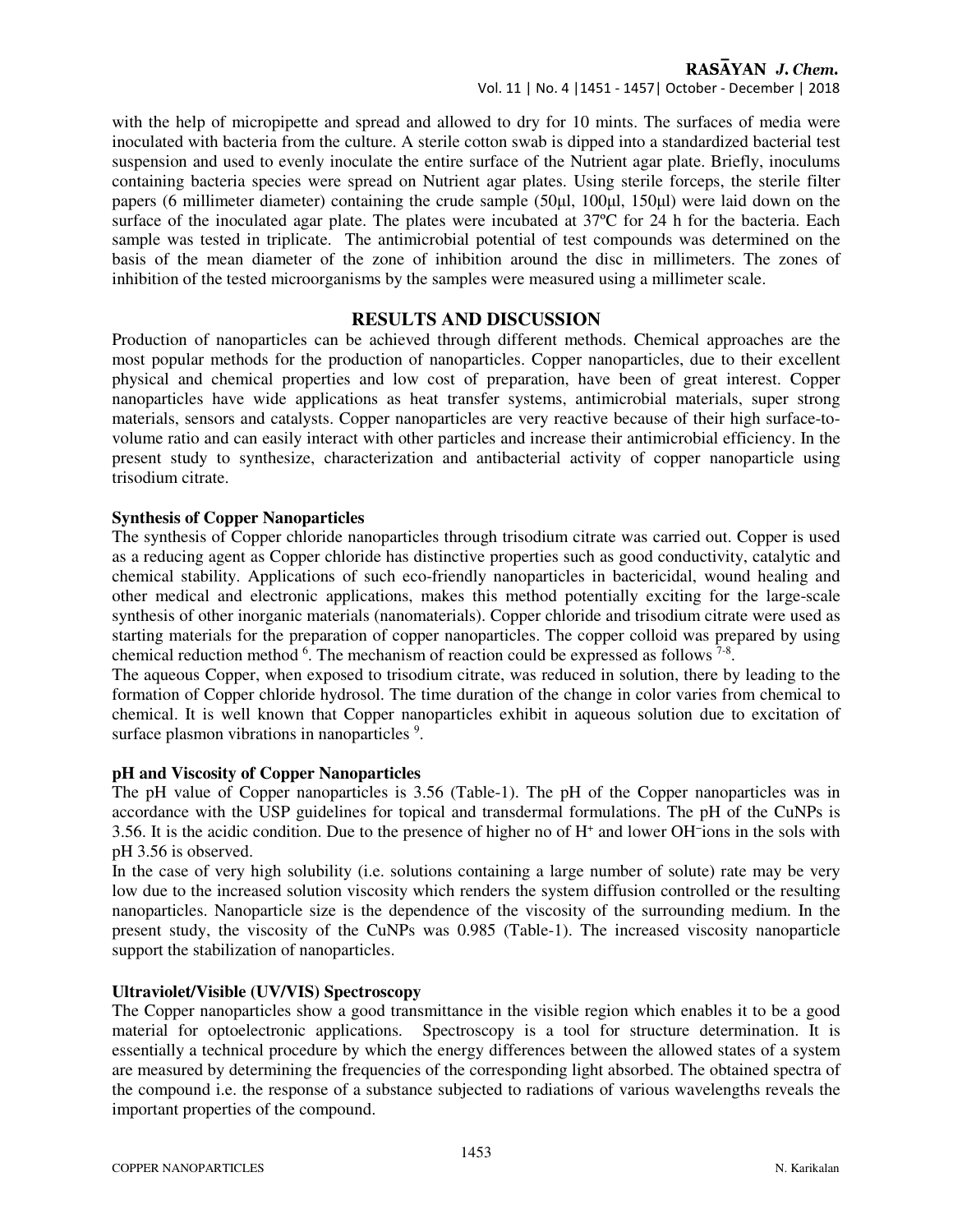with the help of micropipette and spread and allowed to dry for 10 mints. The surfaces of media were inoculated with bacteria from the culture. A sterile cotton swab is dipped into a standardized bacterial test suspension and used to evenly inoculate the entire surface of the Nutrient agar plate. Briefly, inoculums containing bacteria species were spread on Nutrient agar plates. Using sterile forceps, the sterile filter papers (6 millimeter diameter) containing the crude sample (50µl, 100µl, 150µl) were laid down on the surface of the inoculated agar plate. The plates were incubated at 37ºC for 24 h for the bacteria. Each sample was tested in triplicate. The antimicrobial potential of test compounds was determined on the basis of the mean diameter of the zone of inhibition around the disc in millimeters. The zones of inhibition of the tested microorganisms by the samples were measured using a millimeter scale.

## RESULTS AND DISCUSSION

Production of nanoparticles can be achieved through different methods. Chemical approaches are the most popular methods for the production of nanoparticles. Copper nanoparticles, due to their excellent physical and chemical properties and low cost of preparation, have been of great interest. Copper nanoparticles have wide applications as heat transfer systems, antimicrobial materials, super strong materials, sensors and catalysts. Copper nanoparticles are very reactive because of their high surface-to-volume ratio and can easily interact with other particles and increase their antimicrobial efficiency. In the present study to synthesize, characterization and antibacterial activity of copper nanoparticle using trisodium citrate.

### Synthesis of Copper Nanoparticles

The synthesis of Copper chloride nanoparticles through trisodium citrate was carried out. Copper is used as a reducing agent as Copper chloride has distinctive properties such as good conductivity, catalytic and chemical stability. Applications of such eco-friendly nanoparticles in bactericidal, wound healing and other medical and electronic applications, makes this method potentially exciting for the large-scale synthesis of other inorganic materials (nanomaterials). Copper chloride and trisodium citrate were used as starting materials for the preparation of copper nanoparticles. The copper colloid was prepared by using chemical reduction method [6]. The mechanism of reaction could be expressed as follows [7-8].

The aqueous Copper, when exposed to trisodium citrate, was reduced in solution, there by leading to the formation of Copper chloride hydrosol. The time duration of the change in color varies from chemical to chemical. It is well known that Copper nanoparticles exhibit in aqueous solution due to excitation of surface plasmon vibrations in nanoparticles [9].

### pH and Viscosity of Copper Nanoparticles

The pH value of Copper nanoparticles is 3.56 (Table-1). The pH of the Copper nanoparticles was in accordance with the USP guidelines for topical and transdermal formulations. The pH of the CuNPs is 3.56. It is the acidic condition. Due to the presence of higher no of $H^+$ and lower $OH^-$ ions in the sols with pH 3.56 is observed.

In the case of very high solubility (i.e. solutions containing a large number of solute) rate may be very low due to the increased solution viscosity which renders the system diffusion controlled or the resulting nanoparticles. Nanoparticle size is the dependence of the viscosity of the surrounding medium. In the present study, the viscosity of the CuNPs was 0.985 (Table-1). The increased viscosity nanoparticle support the stabilization of nanoparticles.

### Ultraviolet/Visible (UV/VIS) Spectroscopy

The Copper nanoparticles show a good transmittance in the visible region which enables it to be a good material for optoelectronic applications. Spectroscopy is a tool for structure determination. It is essentially a technical procedure by which the energy differences between the allowed states of a system are measured by determining the frequencies of the corresponding light absorbed. The obtained spectra of the compound i.e. the response of a substance subjected to radiations of various wavelengths reveals the important properties of the compound.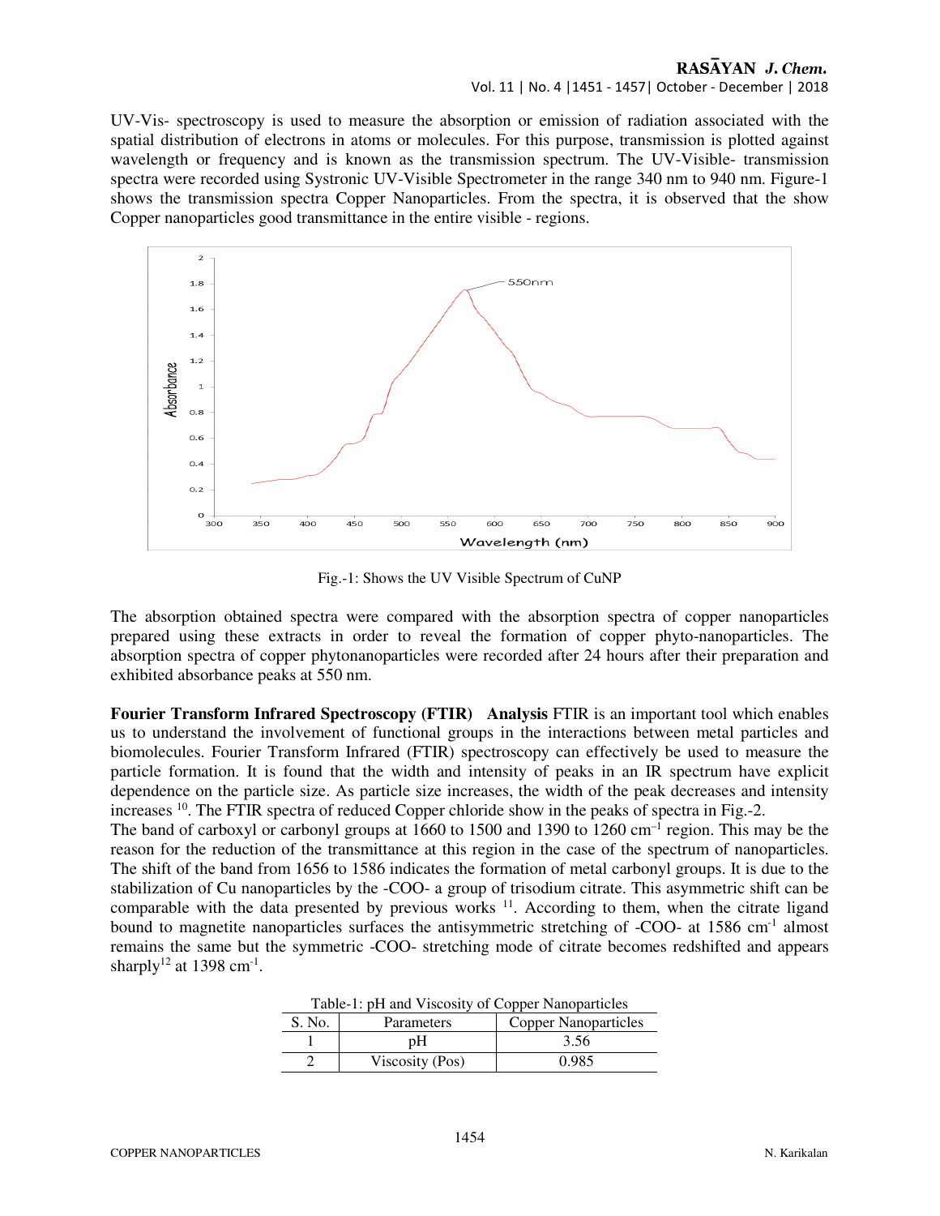UV-Vis- spectroscopy is used to measure the absorption or emission of radiation associated with the spatial distribution of electrons in atoms or molecules. For this purpose, transmission is plotted against wavelength or frequency and is known as the transmission spectrum. The UV-Visible- transmission spectra were recorded using Systronic UV-Visible Spectrometer in the range 340 nm to 940 nm. Figure-1 shows the transmission spectra Copper Nanoparticles. From the spectra, it is observed that the show Copper nanoparticles good transmittance in the entire visible - regions.

Fig.-1: Shows the UV Visible Spectrum of CuNP

The absorption obtained spectra were compared with the absorption spectra of copper nanoparticles prepared using these extracts in order to reveal the formation of copper phyto-nanoparticles. The absorption spectra of copper phytonanoparticles were recorded after 24 hours after their preparation and exhibited absorbance peaks at 550 nm.

**Fourier Transform Infrared Spectroscopy (FTIR) Analysis** FTIR is an important tool which enables us to understand the involvement of functional groups in the interactions between metal particles and biomolecules. Fourier Transform Infrared (FTIR) spectroscopy can effectively be used to measure the particle formation. It is found that the width and intensity of peaks in an IR spectrum have explicit dependence on the particle size. As particle size increases, the width of the peak decreases and intensity increases [10]. The FTIR spectra of reduced Copper chloride show in the peaks of spectra in Fig.-2.

The band of carboxyl or carbonyl groups at 1660 to 1500 and 1390 to 1260 $cm^{-1}$ region. This may be the reason for the reduction of the transmittance at this region in the case of the spectrum of nanoparticles. The shift of the band from 1656 to 1586 indicates the formation of metal carbonyl groups. It is due to the stabilization of Cu nanoparticles by the -COO- a group of trisodium citrate. This asymmetric shift can be comparable with the data presented by previous works [11]. According to them, when the citrate ligand bound to magnetite nanoparticles surfaces the antisymmetric stretching of -COO- at 1586 $cm^{-1}$ almost remains the same but the symmetric -COO- stretching mode of citrate becomes redshifted and appears sharply[12] at 1398 $cm^{-1}$.

Table-1: pH and Viscosity of Copper Nanoparticles

| S. No. | Parameters | Copper Nanoparticles |
|---|---|---|
| 1 | pH | 3.56 |
| 2 | Viscosity (Pos) | 0.985 |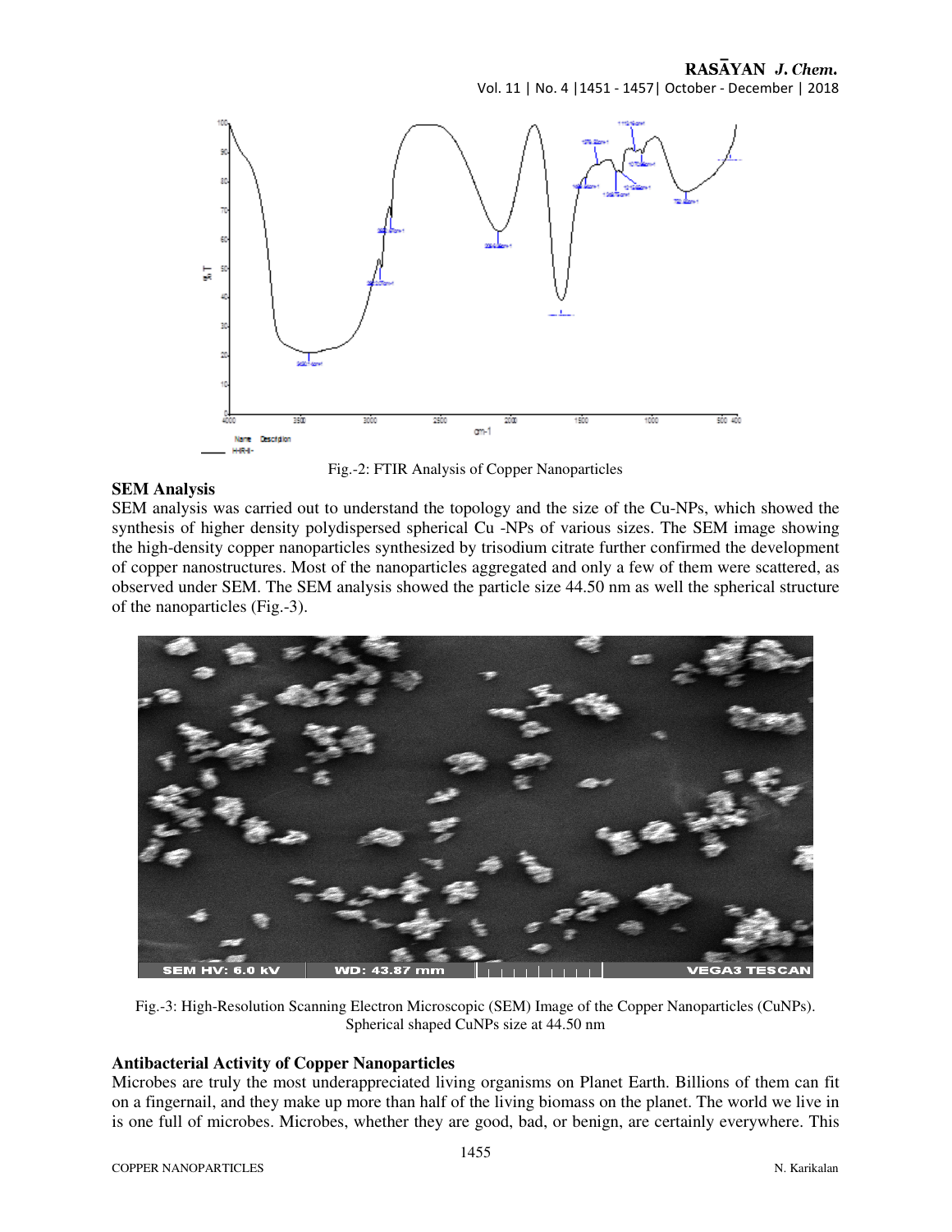Fig.-2: FTIR Analysis of Copper Nanoparticles

## SEM Analysis

SEM analysis was carried out to understand the topology and the size of the Cu-NPs, which showed the synthesis of higher density polydispersed spherical Cu -NPs of various sizes. The SEM image showing the high-density copper nanoparticles synthesized by trisodium citrate further confirmed the development of copper nanostructures. Most of the nanoparticles aggregated and only a few of them were scattered, as observed under SEM. The SEM analysis showed the particle size 44.50 nm as well the spherical structure of the nanoparticles (Fig.-3).

Fig.-3: High-Resolution Scanning Electron Microscopic (SEM) Image of the Copper Nanoparticles (CuNPs). Spherical shaped CuNPs size at 44.50 nm

## Antibacterial Activity of Copper Nanoparticles

Microbes are truly the most underappreciated living organisms on Planet Earth. Billions of them can fit on a fingernail, and they make up more than half of the living biomass on the planet. The world we live in is one full of microbes. Microbes, whether they are good, bad, or benign, are certainly everywhere. This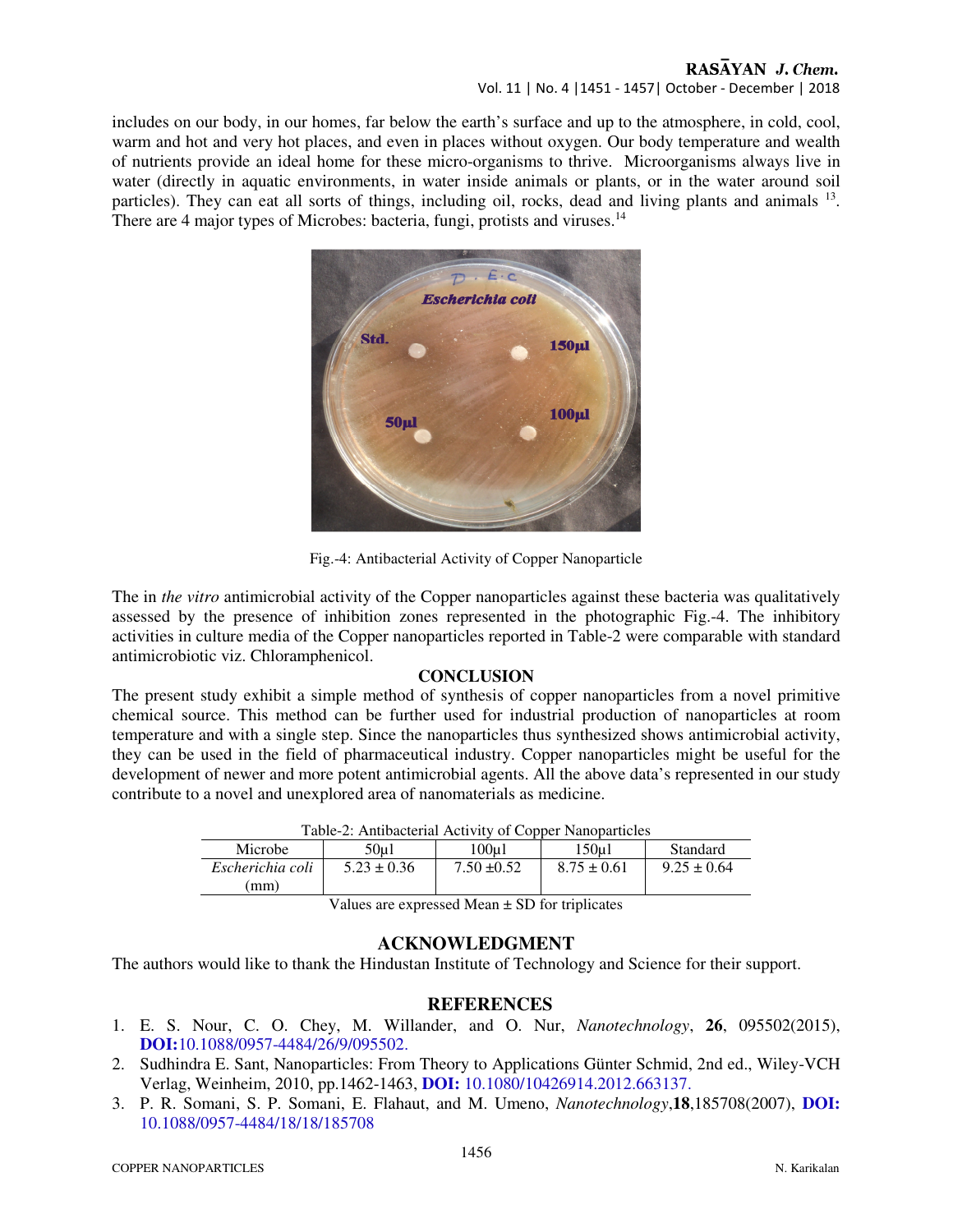includes on our body, in our homes, far below the earth's surface and up to the atmosphere, in cold, cool, warm and hot and very hot places, and even in places without oxygen. Our body temperature and wealth of nutrients provide an ideal home for these micro-organisms to thrive. Microorganisms always live in water (directly in aquatic environments, in water inside animals or plants, or in the water around soil particles). They can eat all sorts of things, including oil, rocks, dead and living plants and animals [13]. There are 4 major types of Microbes: bacteria, fungi, protists and viruses.[14]

Fig.-4: Antibacterial Activity of Copper Nanoparticle

The in *the vitro* antimicrobial activity of the Copper nanoparticles against these bacteria was qualitatively assessed by the presence of inhibition zones represented in the photographic Fig.-4. The inhibitory activities in culture media of the Copper nanoparticles reported in Table-2 were comparable with standard antimicrobiotic viz. Chloramphenicol.

## CONCLUSION

The present study exhibit a simple method of synthesis of copper nanoparticles from a novel primitive chemical source. This method can be further used for industrial production of nanoparticles at room temperature and with a single step. Since the nanoparticles thus synthesized shows antimicrobial activity, they can be used in the field of pharmaceutical industry. Copper nanoparticles might be useful for the development of newer and more potent antimicrobial agents. All the above data's represented in our study contribute to a novel and unexplored area of nanomaterials as medicine.

Table-2: Antibacterial Activity of Copper Nanoparticles

| Microbe | 50µl | 100µl | 150µl | Standard |
|---|---|---|---|---|
| *Escherichia coli* (mm) | 5.23 ± 0.36 | 7.50 ±0.52 | 8.75 ± 0.61 | 9.25 ± 0.64 |

Values are expressed Mean ± SD for triplicates

## ACKNOWLEDGMENT

The authors would like to thank the Hindustan Institute of Technology and Science for their support.

## REFERENCES

1. E. S. Nour, C. O. Chey, M. Willander, and O. Nur, *Nanotechnology*, **26**, 095502(2015), **DOI:**10.1088/0957-4484/26/9/095502.
2. Sudhindra E. Sant, Nanoparticles: From Theory to Applications Günter Schmid, 2nd ed., Wiley-VCH Verlag, Weinheim, 2010, pp.1462-1463, **DOI:** 10.1080/10426914.2012.663137.
3. P. R. Somani, S. P. Somani, E. Flahaut, and M. Umeno, *Nanotechnology*,**18**,185708(2007), **DOI:** 10.1088/0957-4484/18/18/185708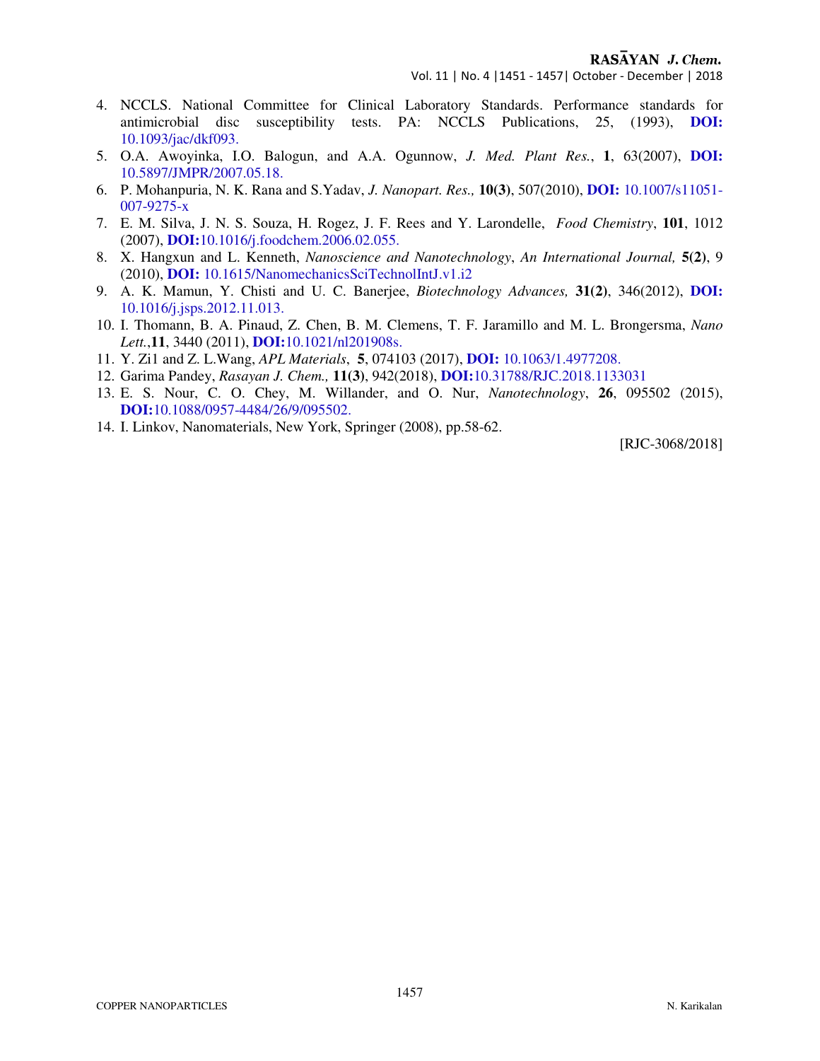4. NCCLS. National Committee for Clinical Laboratory Standards. Performance standards for antimicrobial disc susceptibility tests. PA: NCCLS Publications, 25, (1993), **DOI:** 10.1093/jac/dkf093.
5. O.A. Awoyinka, I.O. Balogun, and A.A. Ogunnow, *J. Med. Plant Res.*, **1**, 63(2007), **DOI:** 10.5897/JMPR/2007.05.18.
6. P. Mohanpuria, N. K. Rana and S.Yadav, *J. Nanopart. Res.,* **10(3)**, 507(2010), **DOI:** 10.1007/s11051-007-9275-x
7. E. M. Silva, J. N. S. Souza, H. Rogez, J. F. Rees and Y. Larondelle, *Food Chemistry*, **101**, 1012 (2007), **DOI:**10.1016/j.foodchem.2006.02.055.
8. X. Hangxun and L. Kenneth, *Nanoscience and Nanotechnology*, *An International Journal,* **5(2)**, 9 (2010), **DOI:** 10.1615/NanomechanicsSciTechnolIntJ.v1.i2
9. A. K. Mamun, Y. Chisti and U. C. Banerjee, *Biotechnology Advances,* **31(2)**, 346(2012), **DOI:** 10.1016/j.jsps.2012.11.013.
10. I. Thomann, B. A. Pinaud, Z. Chen, B. M. Clemens, T. F. Jaramillo and M. L. Brongersma, *Nano Lett.*,**11**, 3440 (2011), **DOI:**10.1021/nl201908s.
11. Y. Zi1 and Z. L.Wang, *APL Materials*, **5**, 074103 (2017), **DOI:** 10.1063/1.4977208.
12. Garima Pandey, *Rasayan J. Chem.,* **11(3)**, 942(2018), **DOI:**10.31788/RJC.2018.1133031
13. E. S. Nour, C. O. Chey, M. Willander, and O. Nur, *Nanotechnology*, **26**, 095502 (2015), **DOI:**10.1088/0957-4484/26/9/095502.
14. I. Linkov, Nanomaterials, New York, Springer (2008), pp.58-62.

[RJC-3068/2018]